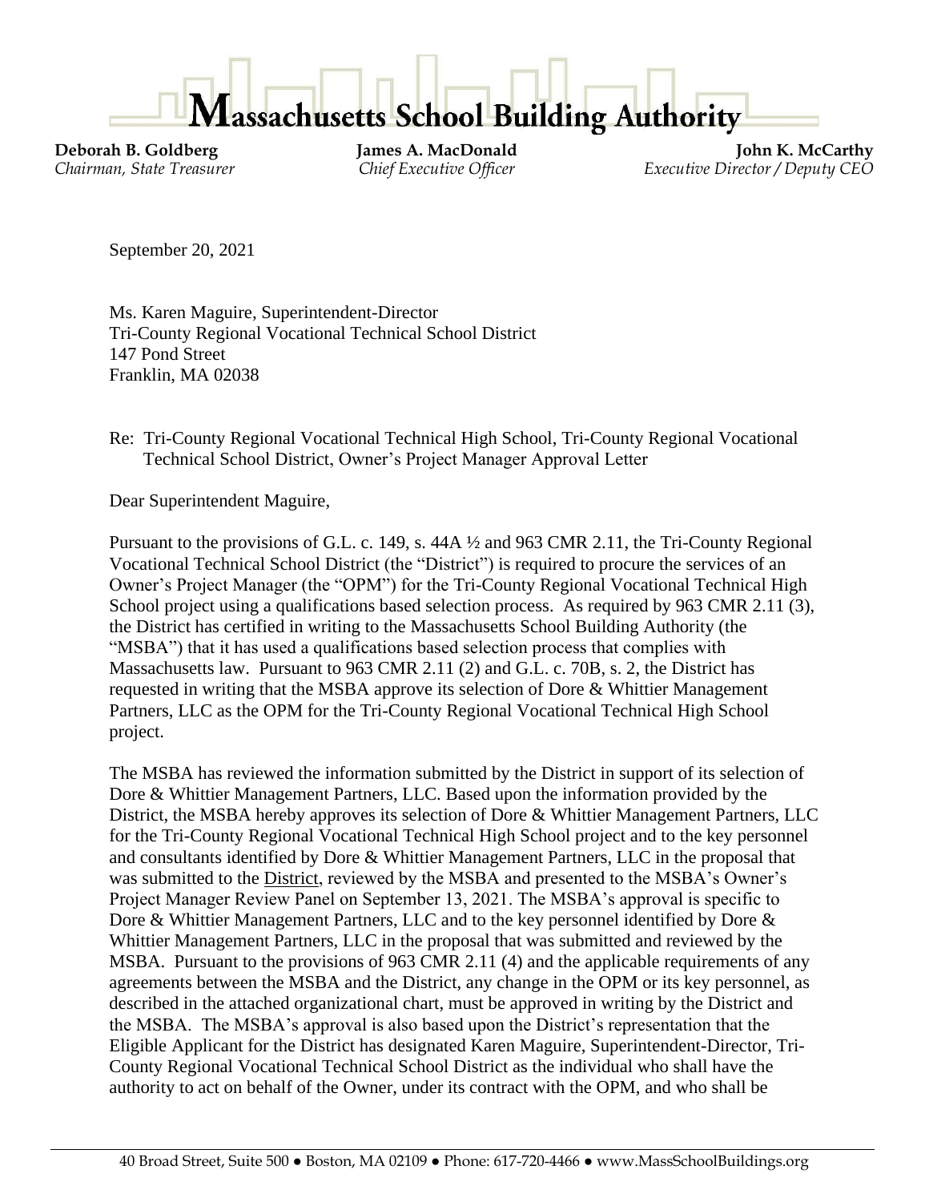# Massachusetts School Building Authority

**Deborah B. Goldberg**
*Chairman, State Treasurer*

**James A. MacDonald**
*Chief Executive Officer*

**John K. McCarthy**
*Executive Director / Deputy CEO*

September 20, 2021

Ms. Karen Maguire, Superintendent-Director
Tri-County Regional Vocational Technical School District
147 Pond Street
Franklin, MA 02038

Re: Tri-County Regional Vocational Technical High School, Tri-County Regional Vocational Technical School District, Owner's Project Manager Approval Letter

Dear Superintendent Maguire,

Pursuant to the provisions of G.L. c. 149, s. 44A ½ and 963 CMR 2.11, the Tri-County Regional Vocational Technical School District (the "District") is required to procure the services of an Owner's Project Manager (the "OPM") for the Tri-County Regional Vocational Technical High School project using a qualifications based selection process. As required by 963 CMR 2.11 (3), the District has certified in writing to the Massachusetts School Building Authority (the "MSBA") that it has used a qualifications based selection process that complies with Massachusetts law. Pursuant to 963 CMR 2.11 (2) and G.L. c. 70B, s. 2, the District has requested in writing that the MSBA approve its selection of Dore & Whittier Management Partners, LLC as the OPM for the Tri-County Regional Vocational Technical High School project.

The MSBA has reviewed the information submitted by the District in support of its selection of Dore & Whittier Management Partners, LLC. Based upon the information provided by the District, the MSBA hereby approves its selection of Dore & Whittier Management Partners, LLC for the Tri-County Regional Vocational Technical High School project and to the key personnel and consultants identified by Dore & Whittier Management Partners, LLC in the proposal that was submitted to the District, reviewed by the MSBA and presented to the MSBA's Owner's Project Manager Review Panel on September 13, 2021. The MSBA's approval is specific to Dore & Whittier Management Partners, LLC and to the key personnel identified by Dore & Whittier Management Partners, LLC in the proposal that was submitted and reviewed by the MSBA. Pursuant to the provisions of 963 CMR 2.11 (4) and the applicable requirements of any agreements between the MSBA and the District, any change in the OPM or its key personnel, as described in the attached organizational chart, must be approved in writing by the District and the MSBA. The MSBA's approval is also based upon the District's representation that the Eligible Applicant for the District has designated Karen Maguire, Superintendent-Director, Tri-County Regional Vocational Technical School District as the individual who shall have the authority to act on behalf of the Owner, under its contract with the OPM, and who shall be

40 Broad Street, Suite 500 ● Boston, MA 02109 ● Phone: 617-720-4466 ● www.MassSchoolBuildings.org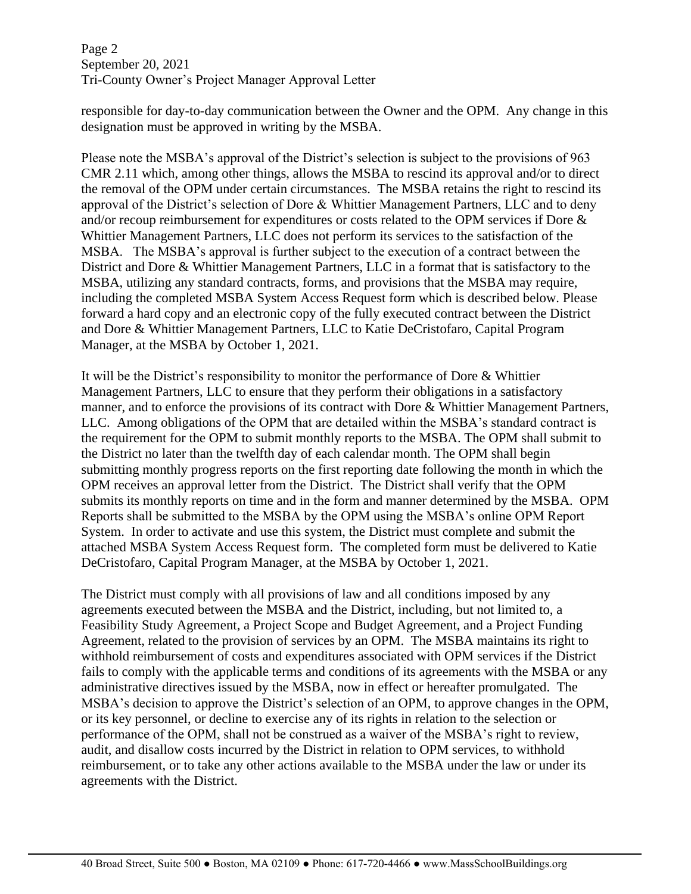responsible for day-to-day communication between the Owner and the OPM. Any change in this designation must be approved in writing by the MSBA.

Please note the MSBA's approval of the District's selection is subject to the provisions of 963 CMR 2.11 which, among other things, allows the MSBA to rescind its approval and/or to direct the removal of the OPM under certain circumstances. The MSBA retains the right to rescind its approval of the District's selection of Dore & Whittier Management Partners, LLC and to deny and/or recoup reimbursement for expenditures or costs related to the OPM services if Dore & Whittier Management Partners, LLC does not perform its services to the satisfaction of the MSBA. The MSBA's approval is further subject to the execution of a contract between the District and Dore & Whittier Management Partners, LLC in a format that is satisfactory to the MSBA, utilizing any standard contracts, forms, and provisions that the MSBA may require, including the completed MSBA System Access Request form which is described below. Please forward a hard copy and an electronic copy of the fully executed contract between the District and Dore & Whittier Management Partners, LLC to Katie DeCristofaro, Capital Program Manager, at the MSBA by October 1, 2021.

It will be the District's responsibility to monitor the performance of Dore & Whittier Management Partners, LLC to ensure that they perform their obligations in a satisfactory manner, and to enforce the provisions of its contract with Dore & Whittier Management Partners, LLC. Among obligations of the OPM that are detailed within the MSBA's standard contract is the requirement for the OPM to submit monthly reports to the MSBA. The OPM shall submit to the District no later than the twelfth day of each calendar month. The OPM shall begin submitting monthly progress reports on the first reporting date following the month in which the OPM receives an approval letter from the District. The District shall verify that the OPM submits its monthly reports on time and in the form and manner determined by the MSBA. OPM Reports shall be submitted to the MSBA by the OPM using the MSBA's online OPM Report System. In order to activate and use this system, the District must complete and submit the attached MSBA System Access Request form. The completed form must be delivered to Katie DeCristofaro, Capital Program Manager, at the MSBA by October 1, 2021.

The District must comply with all provisions of law and all conditions imposed by any agreements executed between the MSBA and the District, including, but not limited to, a Feasibility Study Agreement, a Project Scope and Budget Agreement, and a Project Funding Agreement, related to the provision of services by an OPM. The MSBA maintains its right to withhold reimbursement of costs and expenditures associated with OPM services if the District fails to comply with the applicable terms and conditions of its agreements with the MSBA or any administrative directives issued by the MSBA, now in effect or hereafter promulgated. The MSBA's decision to approve the District's selection of an OPM, to approve changes in the OPM, or its key personnel, or decline to exercise any of its rights in relation to the selection or performance of the OPM, shall not be construed as a waiver of the MSBA's right to review, audit, and disallow costs incurred by the District in relation to OPM services, to withhold reimbursement, or to take any other actions available to the MSBA under the law or under its agreements with the District.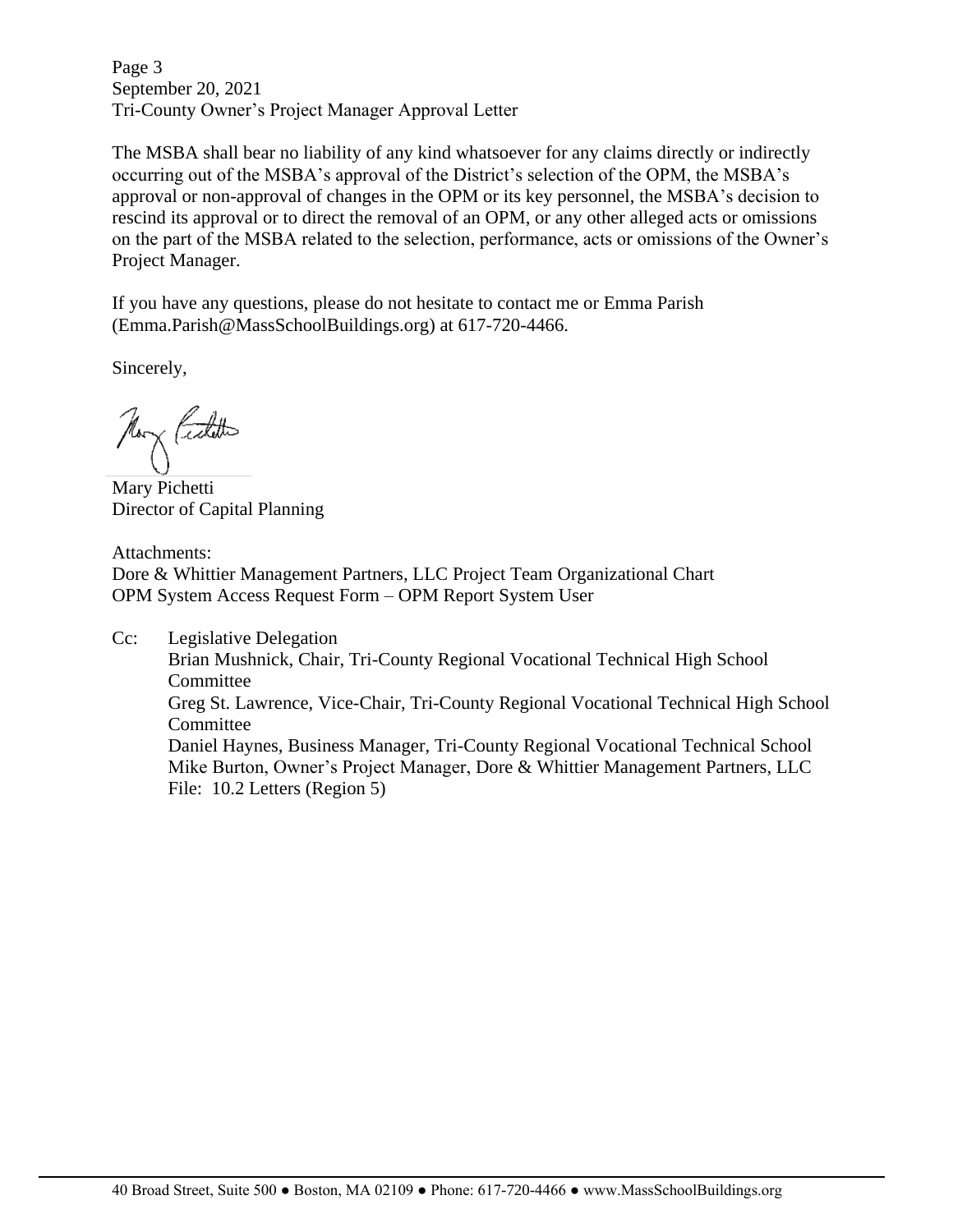The MSBA shall bear no liability of any kind whatsoever for any claims directly or indirectly occurring out of the MSBA's approval of the District's selection of the OPM, the MSBA's approval or non-approval of changes in the OPM or its key personnel, the MSBA's decision to rescind its approval or to direct the removal of an OPM, or any other alleged acts or omissions on the part of the MSBA related to the selection, performance, acts or omissions of the Owner's Project Manager.

If you have any questions, please do not hesitate to contact me or Emma Parish (Emma.Parish@MassSchoolBuildings.org) at 617-720-4466.

Sincerely,

Mary Pichetti
Director of Capital Planning

Attachments:
Dore & Whittier Management Partners, LLC Project Team Organizational Chart
OPM System Access Request Form – OPM Report System User

Cc: Legislative Delegation
Brian Mushnick, Chair, Tri-County Regional Vocational Technical High School Committee
Greg St. Lawrence, Vice-Chair, Tri-County Regional Vocational Technical High School Committee
Daniel Haynes, Business Manager, Tri-County Regional Vocational Technical School
Mike Burton, Owner's Project Manager, Dore & Whittier Management Partners, LLC
File: 10.2 Letters (Region 5)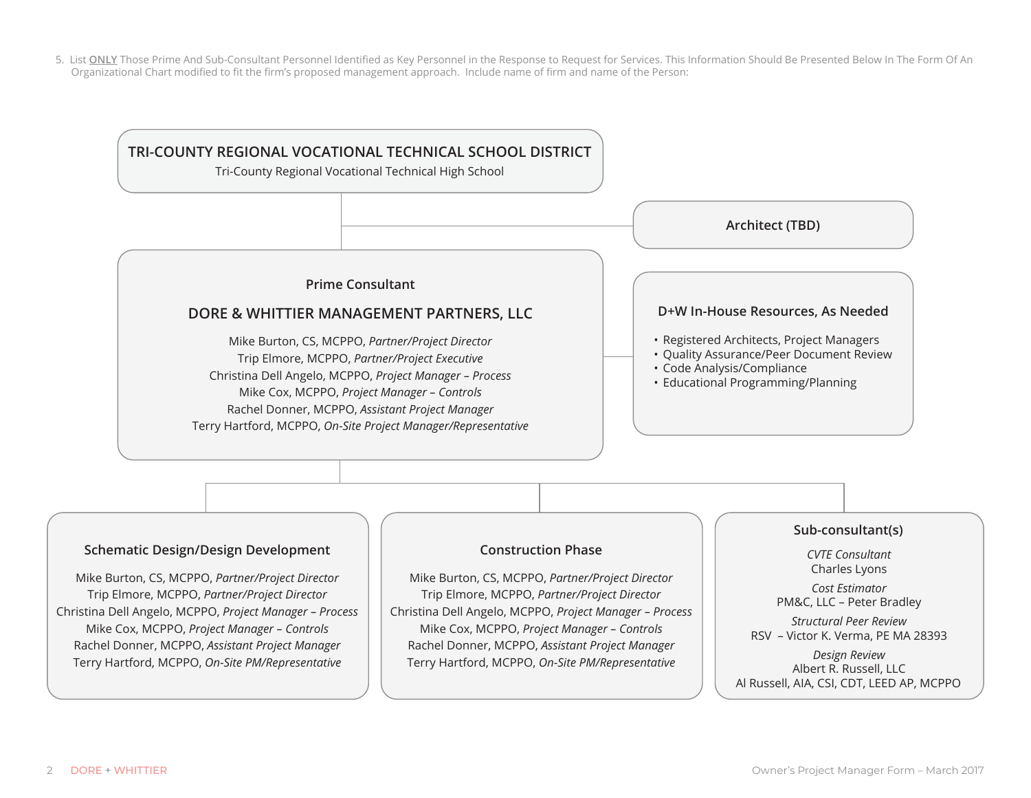5. List **ONLY** Those Prime And Sub-Consultant Personnel Identified as Key Personnel in the Response to Request for Services. This Information Should Be Presented Below In The Form Of An Organizational Chart modified to fit the firm's proposed management approach. Include name of firm and name of the Person:

**TRI-COUNTY REGIONAL VOCATIONAL TECHNICAL SCHOOL DISTRICT**
Tri-County Regional Vocational Technical High School

**Architect (TBD)**

**Prime Consultant**

**DORE & WHITTIER MANAGEMENT PARTNERS, LLC**

Mike Burton, CS, MCPPO, *Partner/Project Director*
Trip Elmore, MCPPO, *Partner/Project Executive*
Christina Dell Angelo, MCPPO, *Project Manager – Process*
Mike Cox, MCPPO, *Project Manager – Controls*
Rachel Donner, MCPPO, *Assistant Project Manager*
Terry Hartford, MCPPO, *On-Site Project Manager/Representative*

**D+W In-House Resources, As Needed**

- Registered Architects, Project Managers
- Quality Assurance/Peer Document Review
- Code Analysis/Compliance
- Educational Programming/Planning

**Schematic Design/Design Development**

Mike Burton, CS, MCPPO, *Partner/Project Director*
Trip Elmore, MCPPO, *Partner/Project Director*
Christina Dell Angelo, MCPPO, *Project Manager – Process*
Mike Cox, MCPPO, *Project Manager – Controls*
Rachel Donner, MCPPO, *Assistant Project Manager*
Terry Hartford, MCPPO, *On-Site PM/Representative*

**Construction Phase**

Mike Burton, CS, MCPPO, *Partner/Project Director*
Trip Elmore, MCPPO, *Partner/Project Director*
Christina Dell Angelo, MCPPO, *Project Manager – Process*
Mike Cox, MCPPO, *Project Manager – Controls*
Rachel Donner, MCPPO, *Assistant Project Manager*
Terry Hartford, MCPPO, *On-Site PM/Representative*

**Sub-consultant(s)**

*CVTE Consultant*
Charles Lyons

*Cost Estimator*
PM&C, LLC – Peter Bradley

*Structural Peer Review*
RSV – Victor K. Verma, PE MA 28393

*Design Review*
Albert R. Russell, LLC
Al Russell, AIA, CSI, CDT, LEED AP, MCPPO